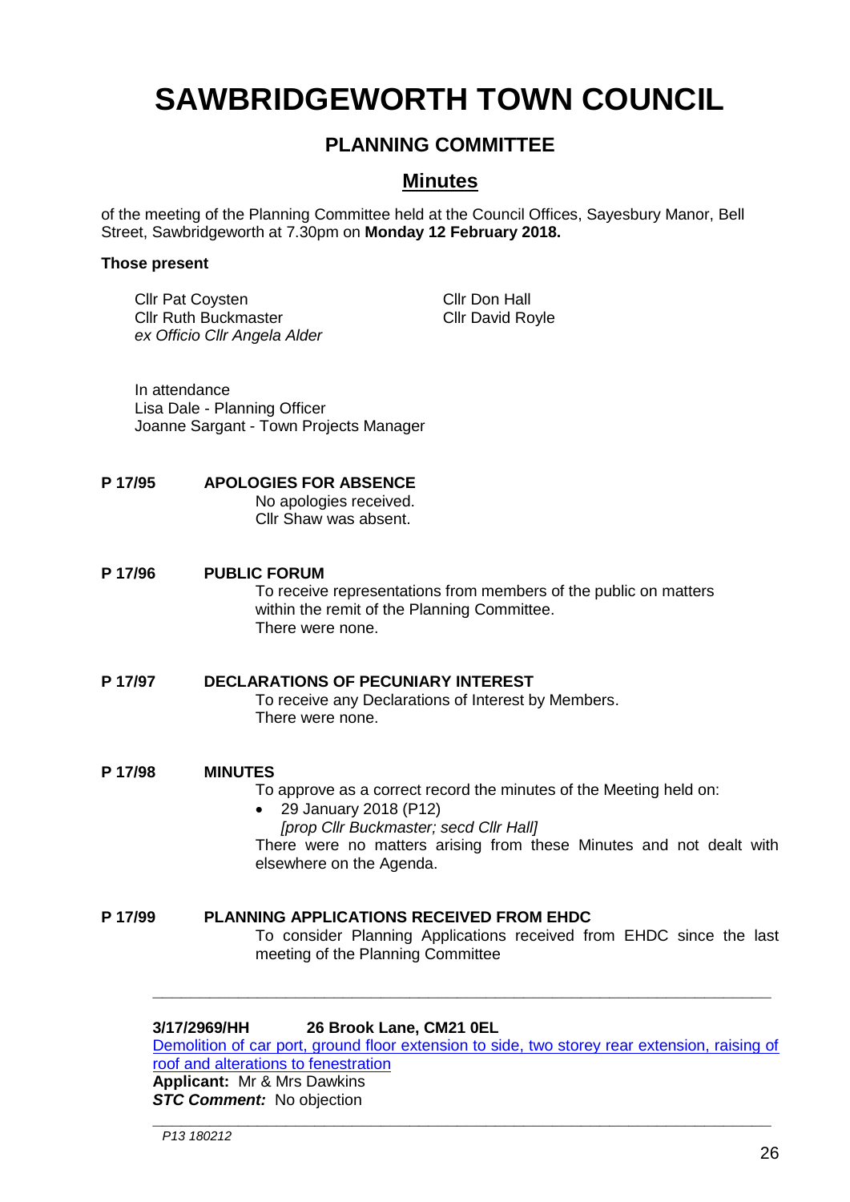# SAWBRIDGEWORTH TOWN COUNCIL

## PLANNING COMMITTEE

## Minutes

of the meeting of the Planning Committee held at the Council Offices, Sayesbury Manor, Bell Street, Sawbridgeworth at 7.30pm on **Monday 12 February 2018.**

**Those present**

Cllr Pat Coysten
Cllr Ruth Buckmaster
*ex Officio Cllr Angela Alder*
Cllr Don Hall
Cllr David Royle

In attendance
Lisa Dale - Planning Officer
Joanne Sargant - Town Projects Manager

**P 17/95 APOLOGIES FOR ABSENCE**

No apologies received.
Cllr Shaw was absent.

**P 17/96 PUBLIC FORUM**

To receive representations from members of the public on matters within the remit of the Planning Committee.
There were none.

**P 17/97 DECLARATIONS OF PECUNIARY INTEREST**

To receive any Declarations of Interest by Members.
There were none.

**P 17/98 MINUTES**

To approve as a correct record the minutes of the Meeting held on:

- 29 January 2018 (P12)
  *[prop Cllr Buckmaster; secd Cllr Hall]*

There were no matters arising from these Minutes and not dealt with elsewhere on the Agenda.

**P 17/99 PLANNING APPLICATIONS RECEIVED FROM EHDC**

To consider Planning Applications received from EHDC since the last meeting of the Planning Committee

---

**3/17/2969/HH 26 Brook Lane, CM21 0EL**
Demolition of car port, ground floor extension to side, two storey rear extension, raising of roof and alterations to fenestration
**Applicant:** Mr & Mrs Dawkins
***STC Comment:*** No objection

---

*P13 180212*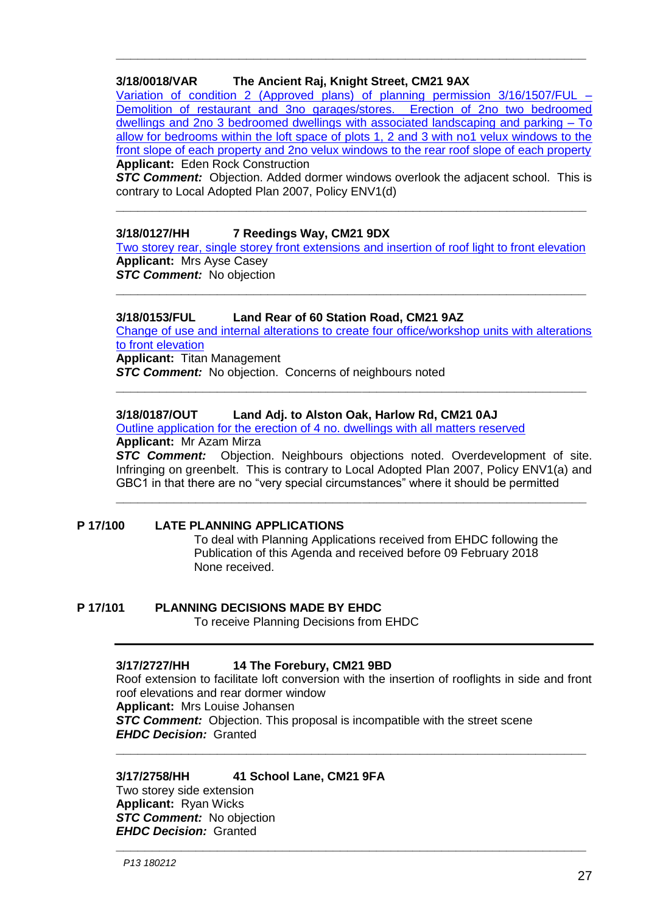---

**3/18/0018/VAR The Ancient Raj, Knight Street, CM21 9AX**

Variation of condition 2 (Approved plans) of planning permission 3/16/1507/FUL – Demolition of restaurant and 3no garages/stores. Erection of 2no two bedroomed dwellings and 2no 3 bedroomed dwellings with associated landscaping and parking – To allow for bedrooms within the loft space of plots 1, 2 and 3 with no1 velux windows to the front slope of each property and 2no velux windows to the rear roof slope of each property

**Applicant:** Eden Rock Construction

***STC Comment:*** Objection. Added dormer windows overlook the adjacent school. This is contrary to Local Adopted Plan 2007, Policy ENV1(d)

---

**3/18/0127/HH 7 Reedings Way, CM21 9DX**

Two storey rear, single storey front extensions and insertion of roof light to front elevation

**Applicant:** Mrs Ayse Casey

***STC Comment:*** No objection

---

**3/18/0153/FUL Land Rear of 60 Station Road, CM21 9AZ**

Change of use and internal alterations to create four office/workshop units with alterations to front elevation

**Applicant:** Titan Management

***STC Comment:*** No objection. Concerns of neighbours noted

---

**3/18/0187/OUT Land Adj. to Alston Oak, Harlow Rd, CM21 0AJ**

Outline application for the erection of 4 no. dwellings with all matters reserved

**Applicant:** Mr Azam Mirza

***STC Comment:*** Objection. Neighbours objections noted. Overdevelopment of site. Infringing on greenbelt. This is contrary to Local Adopted Plan 2007, Policy ENV1(a) and GBC1 in that there are no "very special circumstances" where it should be permitted

---

**P 17/100 LATE PLANNING APPLICATIONS**

To deal with Planning Applications received from EHDC following the Publication of this Agenda and received before 09 February 2018
None received.

**P 17/101 PLANNING DECISIONS MADE BY EHDC**

To receive Planning Decisions from EHDC

---

**3/17/2727/HH 14 The Forebury, CM21 9BD**

Roof extension to facilitate loft conversion with the insertion of rooflights in side and front roof elevations and rear dormer window

**Applicant:** Mrs Louise Johansen

***STC Comment:*** Objection. This proposal is incompatible with the street scene

***EHDC Decision:*** Granted

---

**3/17/2758/HH 41 School Lane, CM21 9FA**

Two storey side extension

**Applicant:** Ryan Wicks

***STC Comment:*** No objection

***EHDC Decision:*** Granted

---

P13 180212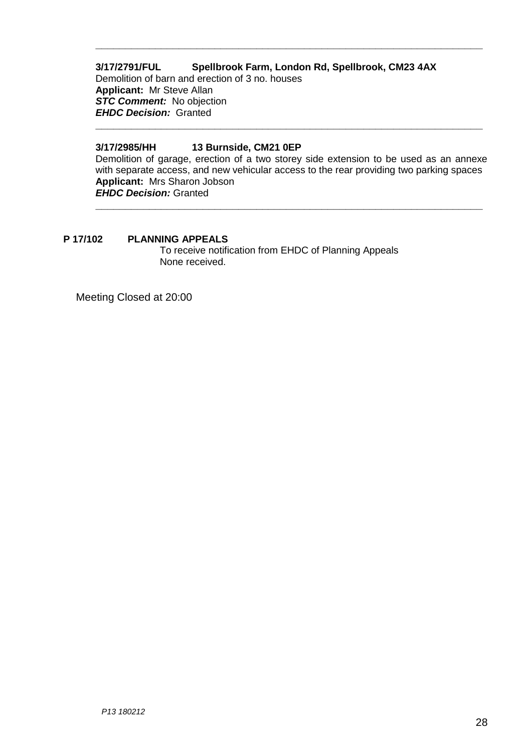---

**3/17/2791/FUL Spellbrook Farm, London Rd, Spellbrook, CM23 4AX**
Demolition of barn and erection of 3 no. houses
**Applicant:** Mr Steve Allan
***STC Comment:*** No objection
***EHDC Decision:*** Granted

---

**3/17/2985/HH 13 Burnside, CM21 0EP**
Demolition of garage, erection of a two storey side extension to be used as an annexe with separate access, and new vehicular access to the rear providing two parking spaces
**Applicant:** Mrs Sharon Jobson
***EHDC Decision:*** Granted

---

**P 17/102 PLANNING APPEALS**

To receive notification from EHDC of Planning Appeals
None received.

Meeting Closed at 20:00

*P13 180212*